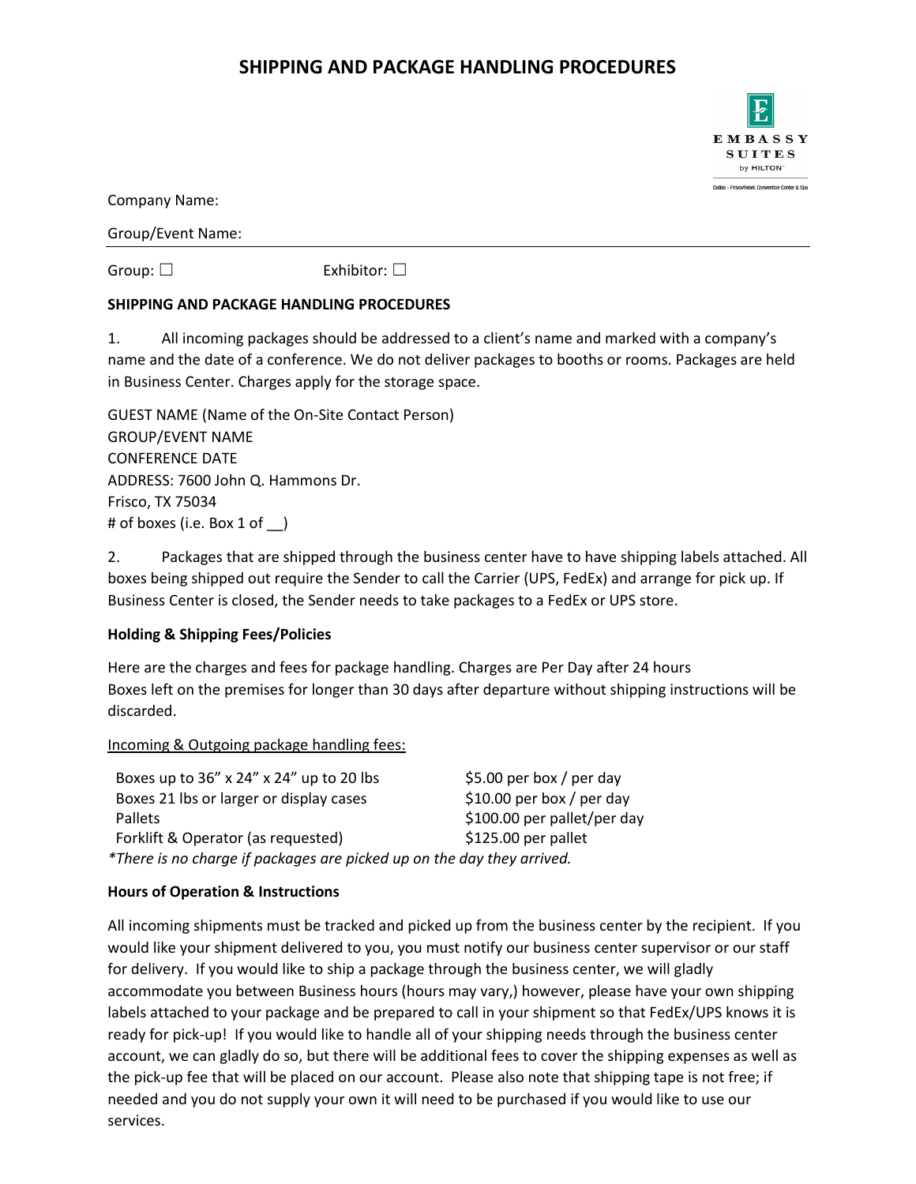# SHIPPING AND PACKAGE HANDLING PROCEDURES

Company Name:

Group/Event Name:

Group: ☐ Exhibitor: ☐

**SHIPPING AND PACKAGE HANDLING PROCEDURES**

1. All incoming packages should be addressed to a client's name and marked with a company's name and the date of a conference. We do not deliver packages to booths or rooms. Packages are held in Business Center. Charges apply for the storage space.

GUEST NAME (Name of the On-Site Contact Person)
GROUP/EVENT NAME
CONFERENCE DATE
ADDRESS: 7600 John Q. Hammons Dr.
Frisco, TX 75034
# of boxes (i.e. Box 1 of __)

2. Packages that are shipped through the business center have to have shipping labels attached. All boxes being shipped out require the Sender to call the Carrier (UPS, FedEx) and arrange for pick up. If Business Center is closed, the Sender needs to take packages to a FedEx or UPS store.

**Holding & Shipping Fees/Policies**

Here are the charges and fees for package handling. Charges are Per Day after 24 hours
Boxes left on the premises for longer than 30 days after departure without shipping instructions will be discarded.

Incoming & Outgoing package handling fees:

| | |
|---|---|
| Boxes up to 36" x 24" x 24" up to 20 lbs | $5.00 per box / per day |
| Boxes 21 lbs or larger or display cases | $10.00 per box / per day |
| Pallets | $100.00 per pallet/per day |
| Forklift & Operator (as requested) | $125.00 per pallet |

*\*There is no charge if packages are picked up on the day they arrived.*

**Hours of Operation & Instructions**

All incoming shipments must be tracked and picked up from the business center by the recipient. If you would like your shipment delivered to you, you must notify our business center supervisor or our staff for delivery. If you would like to ship a package through the business center, we will gladly accommodate you between Business hours (hours may vary,) however, please have your own shipping labels attached to your package and be prepared to call in your shipment so that FedEx/UPS knows it is ready for pick-up! If you would like to handle all of your shipping needs through the business center account, we can gladly do so, but there will be additional fees to cover the shipping expenses as well as the pick-up fee that will be placed on our account. Please also note that shipping tape is not free; if needed and you do not supply your own it will need to be purchased if you would like to use our services.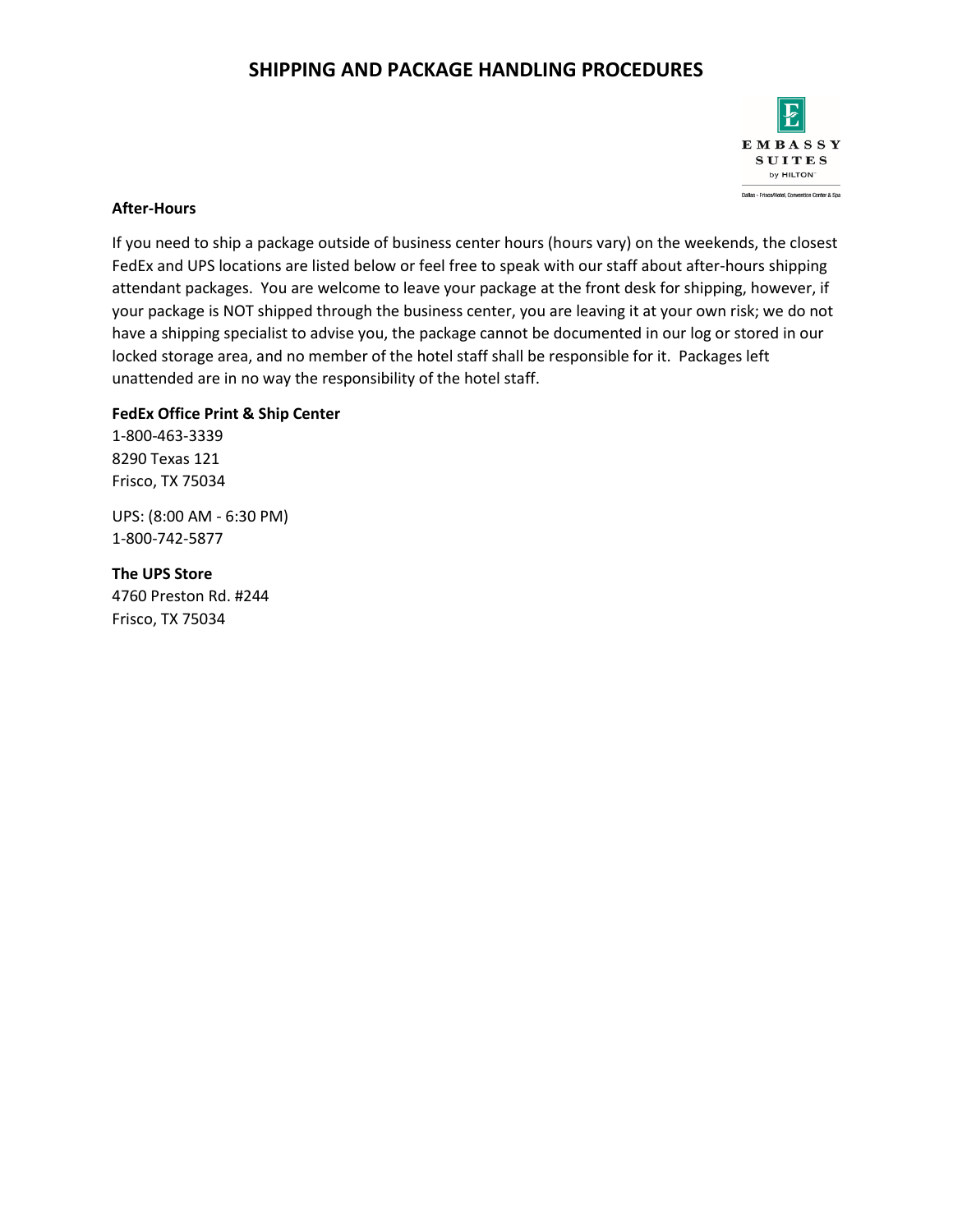# SHIPPING AND PACKAGE HANDLING PROCEDURES

EMBASSY SUITES by HILTON

Dallas - Frisco/Hotel, Convention Center & Spa

**After-Hours**

If you need to ship a package outside of business center hours (hours vary) on the weekends, the closest FedEx and UPS locations are listed below or feel free to speak with our staff about after-hours shipping attendant packages. You are welcome to leave your package at the front desk for shipping, however, if your package is NOT shipped through the business center, you are leaving it at your own risk; we do not have a shipping specialist to advise you, the package cannot be documented in our log or stored in our locked storage area, and no member of the hotel staff shall be responsible for it. Packages left unattended are in no way the responsibility of the hotel staff.

**FedEx Office Print & Ship Center**
1-800-463-3339
8290 Texas 121
Frisco, TX 75034

UPS: (8:00 AM - 6:30 PM)
1-800-742-5877

**The UPS Store**
4760 Preston Rd. #244
Frisco, TX 75034